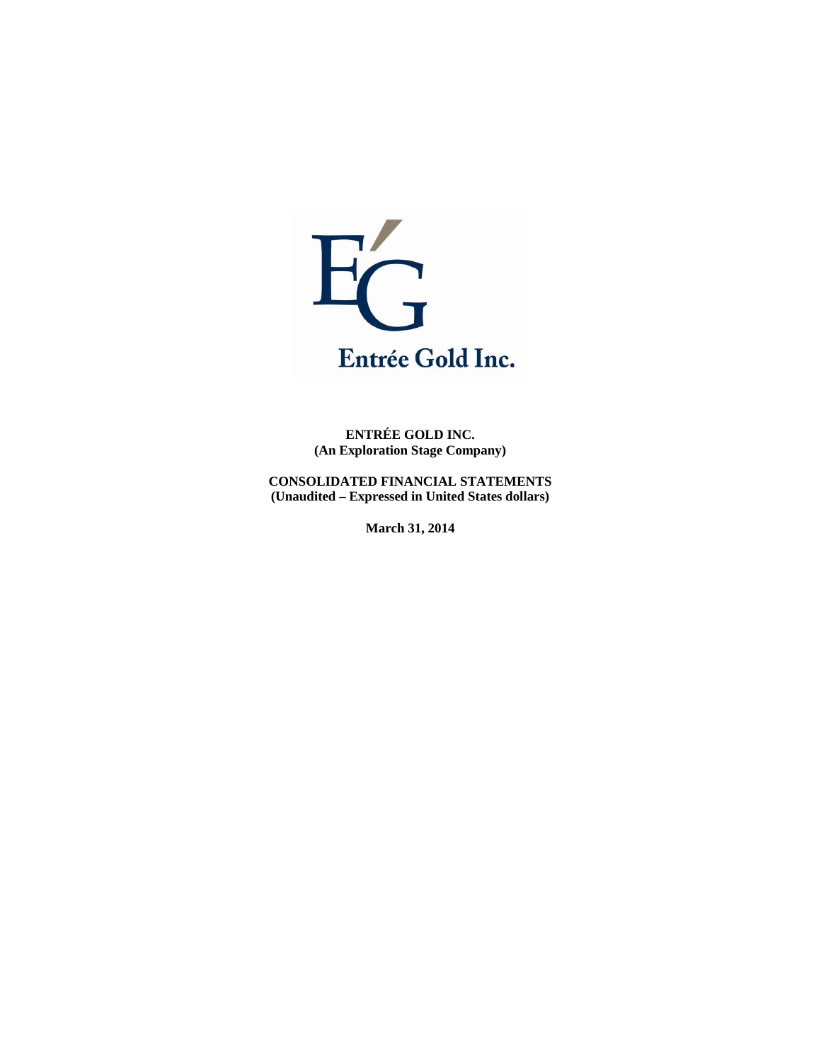Entrée Gold Inc.

**ENTRÉE GOLD INC.**
**(An Exploration Stage Company)**

**CONSOLIDATED FINANCIAL STATEMENTS**
**(Unaudited – Expressed in United States dollars)**

**March 31, 2014**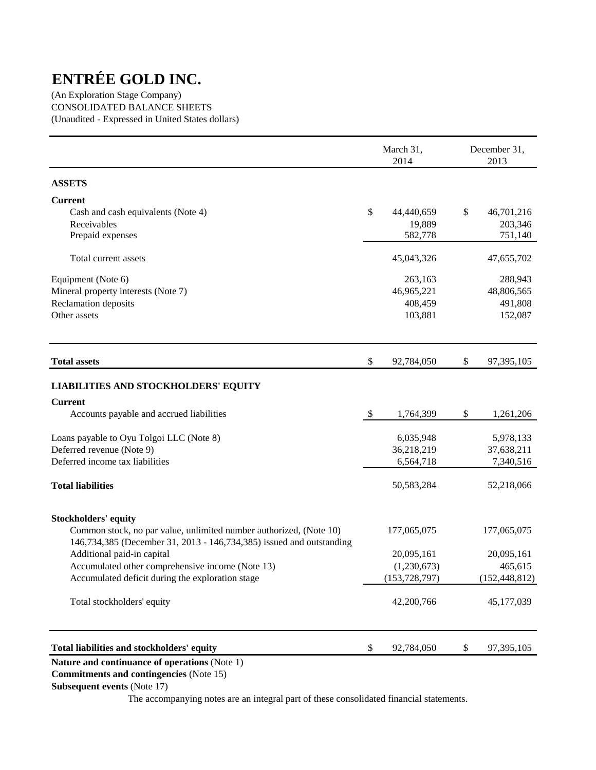# ENTRÉE GOLD INC.

(An Exploration Stage Company)
CONSOLIDATED BALANCE SHEETS
(Unaudited - Expressed in United States dollars)

| | March 31, 2014 | December 31, 2013 |
|---|---|---|
| **ASSETS** | | |
| **Current** | | |
| Cash and cash equivalents (Note 4) | $ 44,440,659 | $ 46,701,216 |
| Receivables | 19,889 | 203,346 |
| Prepaid expenses | 582,778 | 751,140 |
| Total current assets | 45,043,326 | 47,655,702 |
| Equipment (Note 6) | 263,163 | 288,943 |
| Mineral property interests (Note 7) | 46,965,221 | 48,806,565 |
| Reclamation deposits | 408,459 | 491,808 |
| Other assets | 103,881 | 152,087 |
| **Total assets** | $ 92,784,050 | $ 97,395,105 |
| **LIABILITIES AND STOCKHOLDERS' EQUITY** | | |
| **Current** | | |
| Accounts payable and accrued liabilities | $ 1,764,399 | $ 1,261,206 |
| Loans payable to Oyu Tolgoi LLC (Note 8) | 6,035,948 | 5,978,133 |
| Deferred revenue (Note 9) | 36,218,219 | 37,638,211 |
| Deferred income tax liabilities | 6,564,718 | 7,340,516 |
| **Total liabilities** | 50,583,284 | 52,218,066 |
| **Stockholders' equity** | | |
| Common stock, no par value, unlimited number authorized, (Note 10) 146,734,385 (December 31, 2013 - 146,734,385) issued and outstanding | 177,065,075 | 177,065,075 |
| Additional paid-in capital | 20,095,161 | 20,095,161 |
| Accumulated other comprehensive income (Note 13) | (1,230,673) | 465,615 |
| Accumulated deficit during the exploration stage | (153,728,797) | (152,448,812) |
| Total stockholders' equity | 42,200,766 | 45,177,039 |
| **Total liabilities and stockholders' equity** | $ 92,784,050 | $ 97,395,105 |

**Nature and continuance of operations** (Note 1)
**Commitments and contingencies** (Note 15)
**Subsequent events** (Note 17)

The accompanying notes are an integral part of these consolidated financial statements.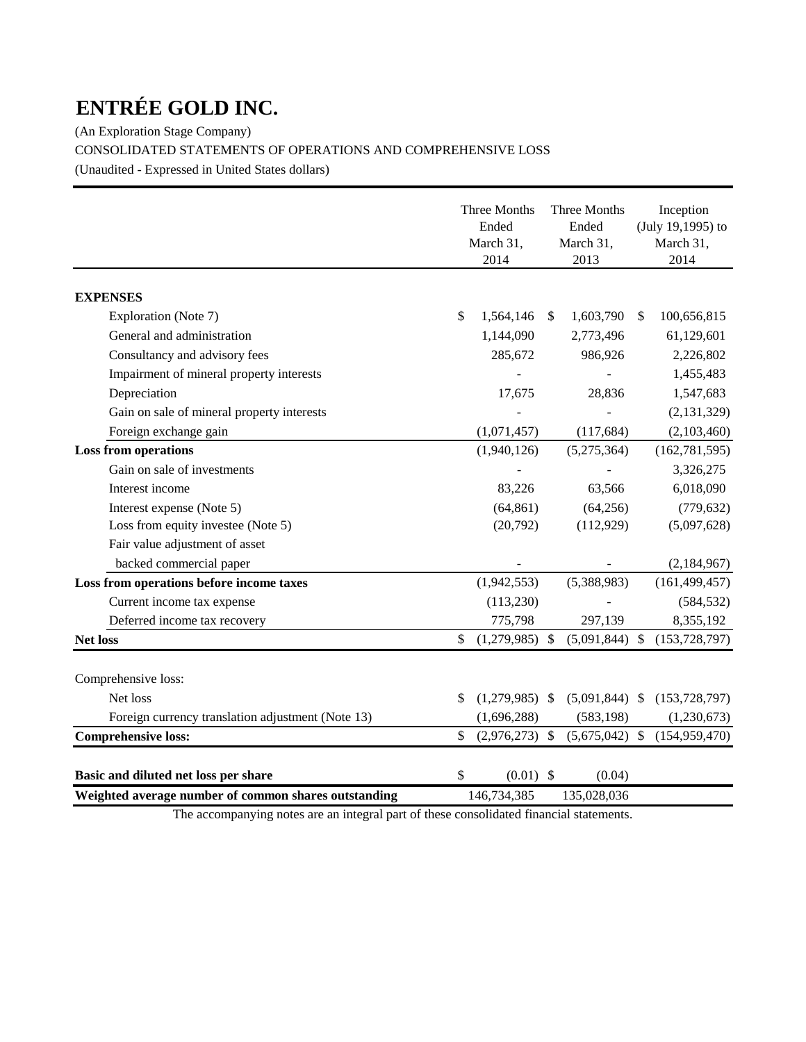# ENTRÉE GOLD INC.

(An Exploration Stage Company)

CONSOLIDATED STATEMENTS OF OPERATIONS AND COMPREHENSIVE LOSS

(Unaudited - Expressed in United States dollars)

| | Three Months Ended March 31, 2014 | Three Months Ended March 31, 2013 | Inception (July 19,1995) to March 31, 2014 |
|---|---|---|---|
| **EXPENSES** | | | |
| Exploration (Note 7) | $ 1,564,146 | $ 1,603,790 | $ 100,656,815 |
| General and administration | 1,144,090 | 2,773,496 | 61,129,601 |
| Consultancy and advisory fees | 285,672 | 986,926 | 2,226,802 |
| Impairment of mineral property interests | - | - | 1,455,483 |
| Depreciation | 17,675 | 28,836 | 1,547,683 |
| Gain on sale of mineral property interests | - | - | (2,131,329) |
| Foreign exchange gain | (1,071,457) | (117,684) | (2,103,460) |
| **Loss from operations** | (1,940,126) | (5,275,364) | (162,781,595) |
| Gain on sale of investments | - | - | 3,326,275 |
| Interest income | 83,226 | 63,566 | 6,018,090 |
| Interest expense (Note 5) | (64,861) | (64,256) | (779,632) |
| Loss from equity investee (Note 5) | (20,792) | (112,929) | (5,097,628) |
| Fair value adjustment of asset backed commercial paper | - | - | (2,184,967) |
| **Loss from operations before income taxes** | (1,942,553) | (5,388,983) | (161,499,457) |
| Current income tax expense | (113,230) | - | (584,532) |
| Deferred income tax recovery | 775,798 | 297,139 | 8,355,192 |
| **Net loss** | $ (1,279,985) | $ (5,091,844) | $ (153,728,797) |
| Comprehensive loss: | | | |
| Net loss | $ (1,279,985) | $ (5,091,844) | $ (153,728,797) |
| Foreign currency translation adjustment (Note 13) | (1,696,288) | (583,198) | (1,230,673) |
| **Comprehensive loss:** | $ (2,976,273) | $ (5,675,042) | $ (154,959,470) |
| **Basic and diluted net loss per share** | $ (0.01) | $ (0.04) | |
| **Weighted average number of common shares outstanding** | 146,734,385 | 135,028,036 | |

The accompanying notes are an integral part of these consolidated financial statements.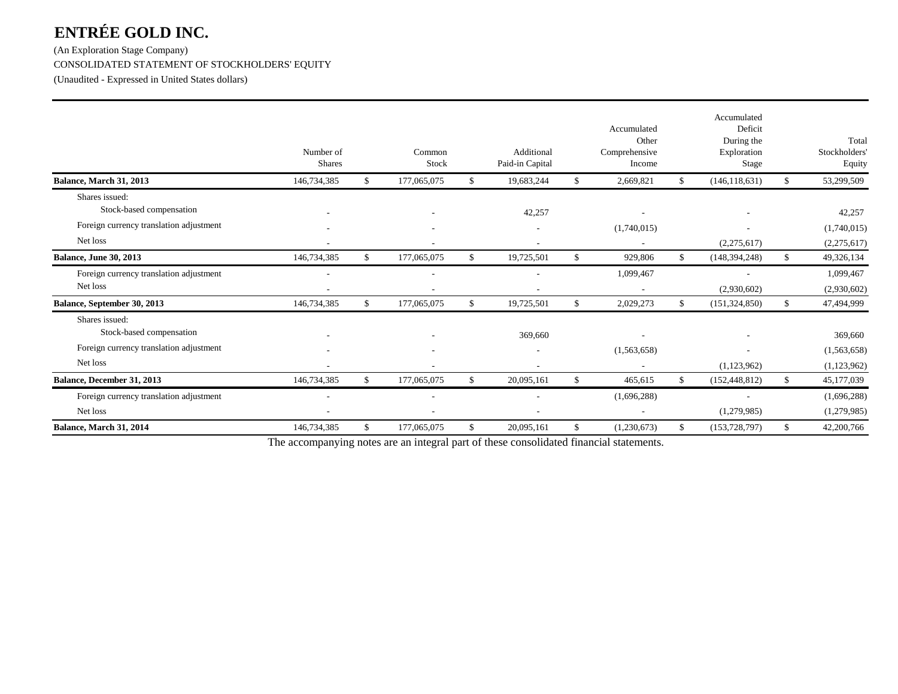# ENTRÉE GOLD INC.

(An Exploration Stage Company)

CONSOLIDATED STATEMENT OF STOCKHOLDERS' EQUITY

(Unaudited - Expressed in United States dollars)

| | Number of Shares | | Common Stock | | Additional Paid-in Capital | | Accumulated Other Comprehensive Income | | Accumulated Deficit During the Exploration Stage | | Total Stockholders' Equity |
|---|---|---|---|---|---|---|---|---|---|---|---|
| **Balance, March 31, 2013** | 146,734,385 | $ | 177,065,075 | $ | 19,683,244 | $ | 2,669,821 | $ | (146,118,631) | $ | 53,299,509 |
| Shares issued: | | | | | | | | | | | |
| Stock-based compensation | - | | - | | 42,257 | | - | | - | | 42,257 |
| Foreign currency translation adjustment | - | | - | | - | | (1,740,015) | | - | | (1,740,015) |
| Net loss | - | | - | | - | | - | | (2,275,617) | | (2,275,617) |
| **Balance, June 30, 2013** | 146,734,385 | $ | 177,065,075 | $ | 19,725,501 | $ | 929,806 | $ | (148,394,248) | $ | 49,326,134 |
| Foreign currency translation adjustment | - | | - | | - | | 1,099,467 | | - | | 1,099,467 |
| Net loss | - | | - | | - | | - | | (2,930,602) | | (2,930,602) |
| **Balance, September 30, 2013** | 146,734,385 | $ | 177,065,075 | $ | 19,725,501 | $ | 2,029,273 | $ | (151,324,850) | $ | 47,494,999 |
| Shares issued: | | | | | | | | | | | |
| Stock-based compensation | - | | - | | 369,660 | | - | | - | | 369,660 |
| Foreign currency translation adjustment | - | | - | | - | | (1,563,658) | | - | | (1,563,658) |
| Net loss | - | | - | | - | | - | | (1,123,962) | | (1,123,962) |
| **Balance, December 31, 2013** | 146,734,385 | $ | 177,065,075 | $ | 20,095,161 | $ | 465,615 | $ | (152,448,812) | $ | 45,177,039 |
| Foreign currency translation adjustment | - | | - | | - | | (1,696,288) | | - | | (1,696,288) |
| Net loss | - | | - | | - | | - | | (1,279,985) | | (1,279,985) |
| **Balance, March 31, 2014** | 146,734,385 | $ | 177,065,075 | $ | 20,095,161 | $ | (1,230,673) | $ | (153,728,797) | $ | 42,200,766 |

The accompanying notes are an integral part of these consolidated financial statements.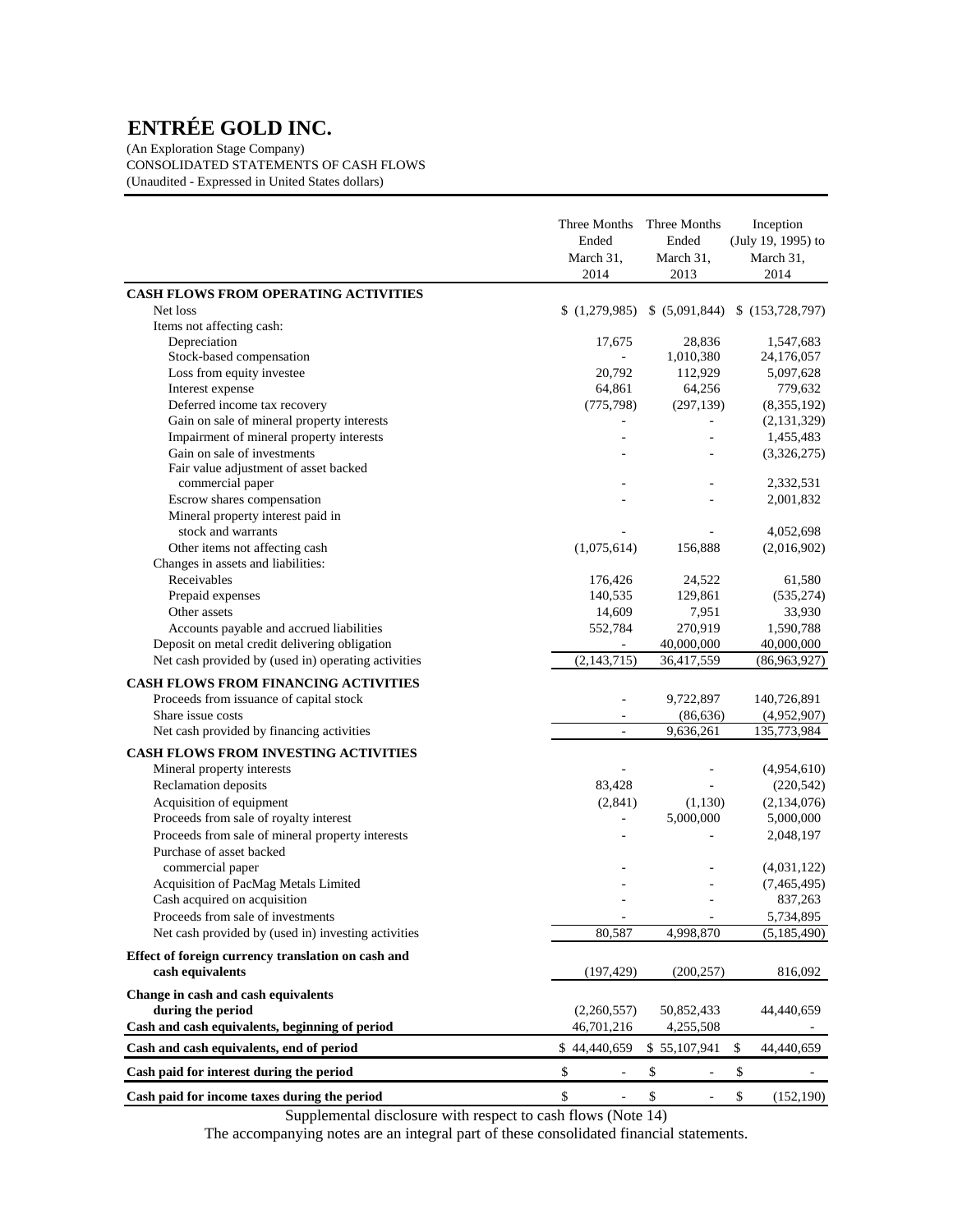# ENTRÉE GOLD INC.

(An Exploration Stage Company)
CONSOLIDATED STATEMENTS OF CASH FLOWS
(Unaudited - Expressed in United States dollars)

| | Three Months Ended March 31, 2014 | Three Months Ended March 31, 2013 | Inception (July 19, 1995) to March 31, 2014 |
|---|---|---|---|
| **CASH FLOWS FROM OPERATING ACTIVITIES** | | | |
| Net loss | $ (1,279,985) | $ (5,091,844) | $ (153,728,797) |
| Items not affecting cash: | | | |
| Depreciation | 17,675 | 28,836 | 1,547,683 |
| Stock-based compensation | - | 1,010,380 | 24,176,057 |
| Loss from equity investee | 20,792 | 112,929 | 5,097,628 |
| Interest expense | 64,861 | 64,256 | 779,632 |
| Deferred income tax recovery | (775,798) | (297,139) | (8,355,192) |
| Gain on sale of mineral property interests | - | - | (2,131,329) |
| Impairment of mineral property interests | - | - | 1,455,483 |
| Gain on sale of investments | - | - | (3,326,275) |
| Fair value adjustment of asset backed commercial paper | - | - | 2,332,531 |
| Escrow shares compensation | - | - | 2,001,832 |
| Mineral property interest paid in stock and warrants | - | - | 4,052,698 |
| Other items not affecting cash | (1,075,614) | 156,888 | (2,016,902) |
| Changes in assets and liabilities: | | | |
| Receivables | 176,426 | 24,522 | 61,580 |
| Prepaid expenses | 140,535 | 129,861 | (535,274) |
| Other assets | 14,609 | 7,951 | 33,930 |
| Accounts payable and accrued liabilities | 552,784 | 270,919 | 1,590,788 |
| Deposit on metal credit delivering obligation | - | 40,000,000 | 40,000,000 |
| Net cash provided by (used in) operating activities | (2,143,715) | 36,417,559 | (86,963,927) |
| **CASH FLOWS FROM FINANCING ACTIVITIES** | | | |
| Proceeds from issuance of capital stock | - | 9,722,897 | 140,726,891 |
| Share issue costs | - | (86,636) | (4,952,907) |
| Net cash provided by financing activities | - | 9,636,261 | 135,773,984 |
| **CASH FLOWS FROM INVESTING ACTIVITIES** | | | |
| Mineral property interests | - | - | (4,954,610) |
| Reclamation deposits | 83,428 | - | (220,542) |
| Acquisition of equipment | (2,841) | (1,130) | (2,134,076) |
| Proceeds from sale of royalty interest | - | 5,000,000 | 5,000,000 |
| Proceeds from sale of mineral property interests | - | - | 2,048,197 |
| Purchase of asset backed commercial paper | - | - | (4,031,122) |
| Acquisition of PacMag Metals Limited | - | - | (7,465,495) |
| Cash acquired on acquisition | - | - | 837,263 |
| Proceeds from sale of investments | - | - | 5,734,895 |
| Net cash provided by (used in) investing activities | 80,587 | 4,998,870 | (5,185,490) |
| **Effect of foreign currency translation on cash and cash equivalents** | (197,429) | (200,257) | 816,092 |
| **Change in cash and cash equivalents during the period** | (2,260,557) | 50,852,433 | 44,440,659 |
| **Cash and cash equivalents, beginning of period** | 46,701,216 | 4,255,508 | - |
| **Cash and cash equivalents, end of period** | $ 44,440,659 | $ 55,107,941 | $ 44,440,659 |
| **Cash paid for interest during the period** | $ - | $ - | $ - |
| **Cash paid for income taxes during the period** | $ - | $ - | $ (152,190) |

Supplemental disclosure with respect to cash flows (Note 14)

The accompanying notes are an integral part of these consolidated financial statements.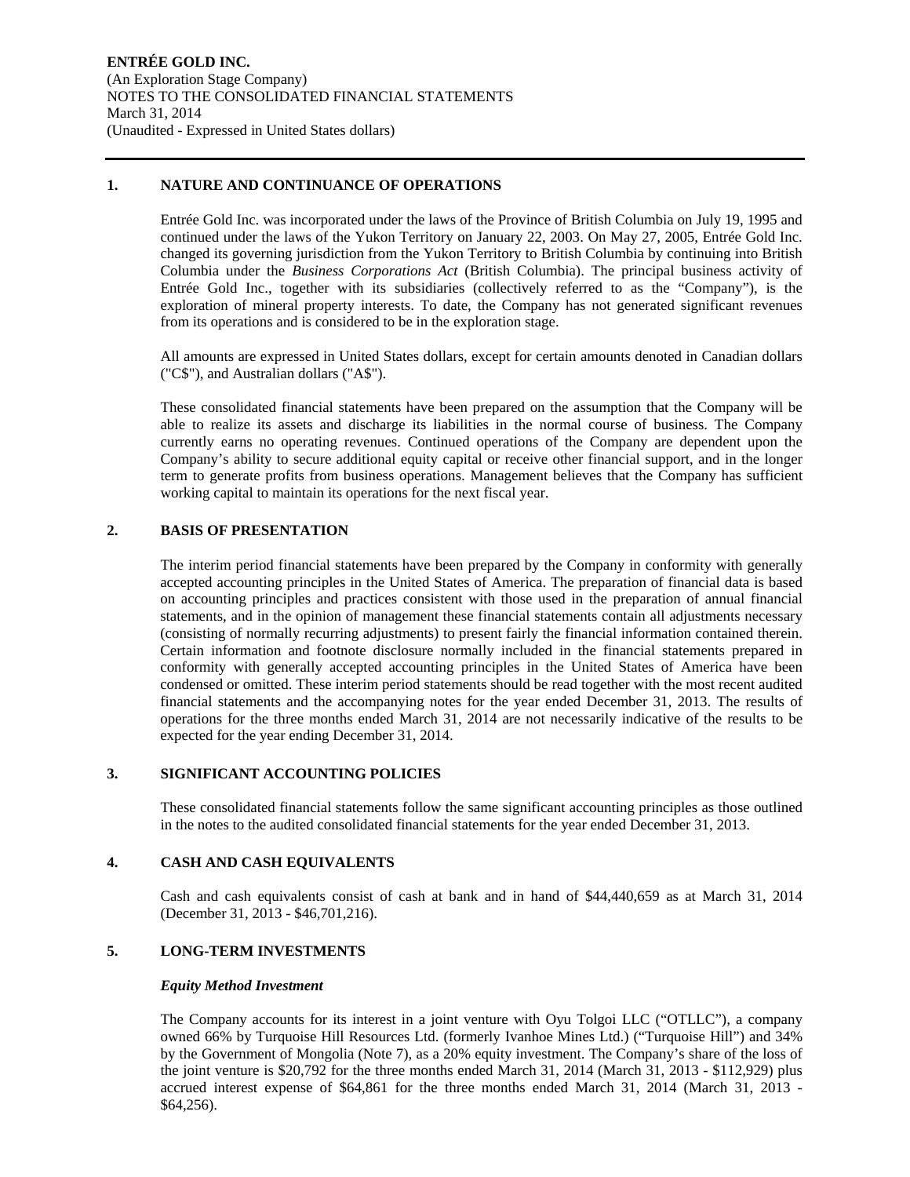**ENTRÉE GOLD INC.**
(An Exploration Stage Company)
NOTES TO THE CONSOLIDATED FINANCIAL STATEMENTS
March 31, 2014
(Unaudited - Expressed in United States dollars)

## 1. NATURE AND CONTINUANCE OF OPERATIONS

Entrée Gold Inc. was incorporated under the laws of the Province of British Columbia on July 19, 1995 and continued under the laws of the Yukon Territory on January 22, 2003. On May 27, 2005, Entrée Gold Inc. changed its governing jurisdiction from the Yukon Territory to British Columbia by continuing into British Columbia under the *Business Corporations Act* (British Columbia). The principal business activity of Entrée Gold Inc., together with its subsidiaries (collectively referred to as the "Company"), is the exploration of mineral property interests. To date, the Company has not generated significant revenues from its operations and is considered to be in the exploration stage.

All amounts are expressed in United States dollars, except for certain amounts denoted in Canadian dollars ("C$"), and Australian dollars ("A$").

These consolidated financial statements have been prepared on the assumption that the Company will be able to realize its assets and discharge its liabilities in the normal course of business. The Company currently earns no operating revenues. Continued operations of the Company are dependent upon the Company's ability to secure additional equity capital or receive other financial support, and in the longer term to generate profits from business operations. Management believes that the Company has sufficient working capital to maintain its operations for the next fiscal year.

## 2. BASIS OF PRESENTATION

The interim period financial statements have been prepared by the Company in conformity with generally accepted accounting principles in the United States of America. The preparation of financial data is based on accounting principles and practices consistent with those used in the preparation of annual financial statements, and in the opinion of management these financial statements contain all adjustments necessary (consisting of normally recurring adjustments) to present fairly the financial information contained therein. Certain information and footnote disclosure normally included in the financial statements prepared in conformity with generally accepted accounting principles in the United States of America have been condensed or omitted. These interim period statements should be read together with the most recent audited financial statements and the accompanying notes for the year ended December 31, 2013. The results of operations for the three months ended March 31, 2014 are not necessarily indicative of the results to be expected for the year ending December 31, 2014.

## 3. SIGNIFICANT ACCOUNTING POLICIES

These consolidated financial statements follow the same significant accounting principles as those outlined in the notes to the audited consolidated financial statements for the year ended December 31, 2013.

## 4. CASH AND CASH EQUIVALENTS

Cash and cash equivalents consist of cash at bank and in hand of $44,440,659 as at March 31, 2014 (December 31, 2013 - $46,701,216).

## 5. LONG-TERM INVESTMENTS

***Equity Method Investment***

The Company accounts for its interest in a joint venture with Oyu Tolgoi LLC ("OTLLC"), a company owned 66% by Turquoise Hill Resources Ltd. (formerly Ivanhoe Mines Ltd.) ("Turquoise Hill") and 34% by the Government of Mongolia (Note 7), as a 20% equity investment. The Company's share of the loss of the joint venture is $20,792 for the three months ended March 31, 2014 (March 31, 2013 - $112,929) plus accrued interest expense of $64,861 for the three months ended March 31, 2014 (March 31, 2013 - $64,256).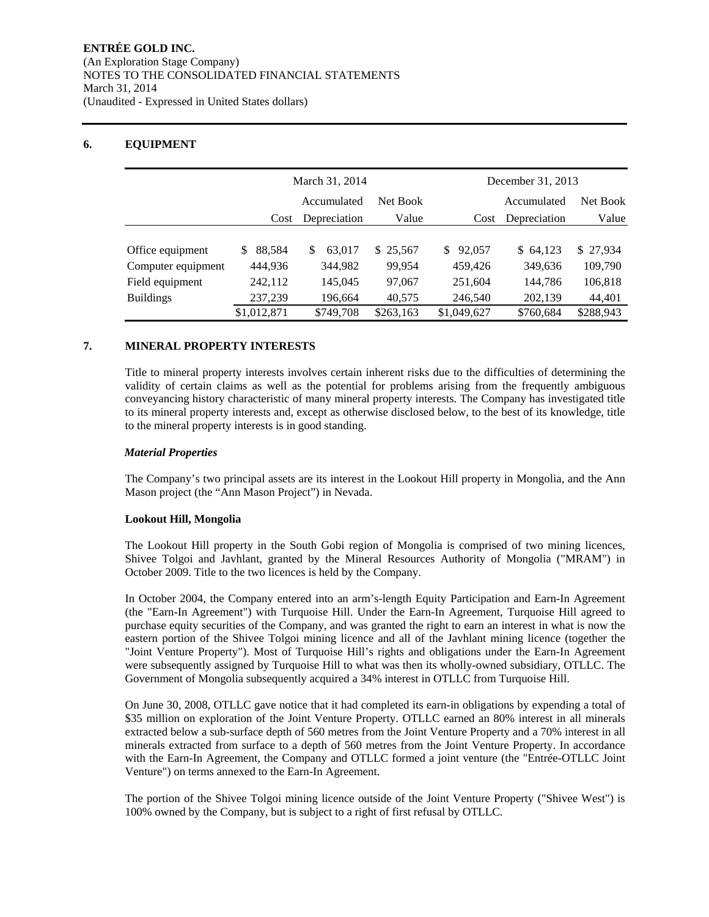**ENTRÉE GOLD INC.**
(An Exploration Stage Company)
NOTES TO THE CONSOLIDATED FINANCIAL STATEMENTS
March 31, 2014
(Unaudited - Expressed in United States dollars)

## 6. EQUIPMENT

| | March 31, 2014 | | | December 31, 2013 | | |
|---|---|---|---|---|---|---|
| | Cost | Accumulated Depreciation | Net Book Value | Cost | Accumulated Depreciation | Net Book Value |
| Office equipment | $ 88,584 | $ 63,017 | $ 25,567 | $ 92,057 | $ 64,123 | $ 27,934 |
| Computer equipment | 444,936 | 344,982 | 99,954 | 459,426 | 349,636 | 109,790 |
| Field equipment | 242,112 | 145,045 | 97,067 | 251,604 | 144,786 | 106,818 |
| Buildings | 237,239 | 196,664 | 40,575 | 246,540 | 202,139 | 44,401 |
| | $1,012,871 | $749,708 | $263,163 | $1,049,627 | $760,684 | $288,943 |

## 7. MINERAL PROPERTY INTERESTS

Title to mineral property interests involves certain inherent risks due to the difficulties of determining the validity of certain claims as well as the potential for problems arising from the frequently ambiguous conveyancing history characteristic of many mineral property interests. The Company has investigated title to its mineral property interests and, except as otherwise disclosed below, to the best of its knowledge, title to the mineral property interests is in good standing.

***Material Properties***

The Company's two principal assets are its interest in the Lookout Hill property in Mongolia, and the Ann Mason project (the "Ann Mason Project") in Nevada.

**Lookout Hill, Mongolia**

The Lookout Hill property in the South Gobi region of Mongolia is comprised of two mining licences, Shivee Tolgoi and Javhlant, granted by the Mineral Resources Authority of Mongolia ("MRAM") in October 2009. Title to the two licences is held by the Company.

In October 2004, the Company entered into an arm's-length Equity Participation and Earn-In Agreement (the "Earn-In Agreement") with Turquoise Hill. Under the Earn-In Agreement, Turquoise Hill agreed to purchase equity securities of the Company, and was granted the right to earn an interest in what is now the eastern portion of the Shivee Tolgoi mining licence and all of the Javhlant mining licence (together the "Joint Venture Property"). Most of Turquoise Hill's rights and obligations under the Earn-In Agreement were subsequently assigned by Turquoise Hill to what was then its wholly-owned subsidiary, OTLLC. The Government of Mongolia subsequently acquired a 34% interest in OTLLC from Turquoise Hill.

On June 30, 2008, OTLLC gave notice that it had completed its earn-in obligations by expending a total of $35 million on exploration of the Joint Venture Property. OTLLC earned an 80% interest in all minerals extracted below a sub-surface depth of 560 metres from the Joint Venture Property and a 70% interest in all minerals extracted from surface to a depth of 560 metres from the Joint Venture Property. In accordance with the Earn-In Agreement, the Company and OTLLC formed a joint venture (the "Entrée-OTLLC Joint Venture") on terms annexed to the Earn-In Agreement.

The portion of the Shivee Tolgoi mining licence outside of the Joint Venture Property ("Shivee West") is 100% owned by the Company, but is subject to a right of first refusal by OTLLC.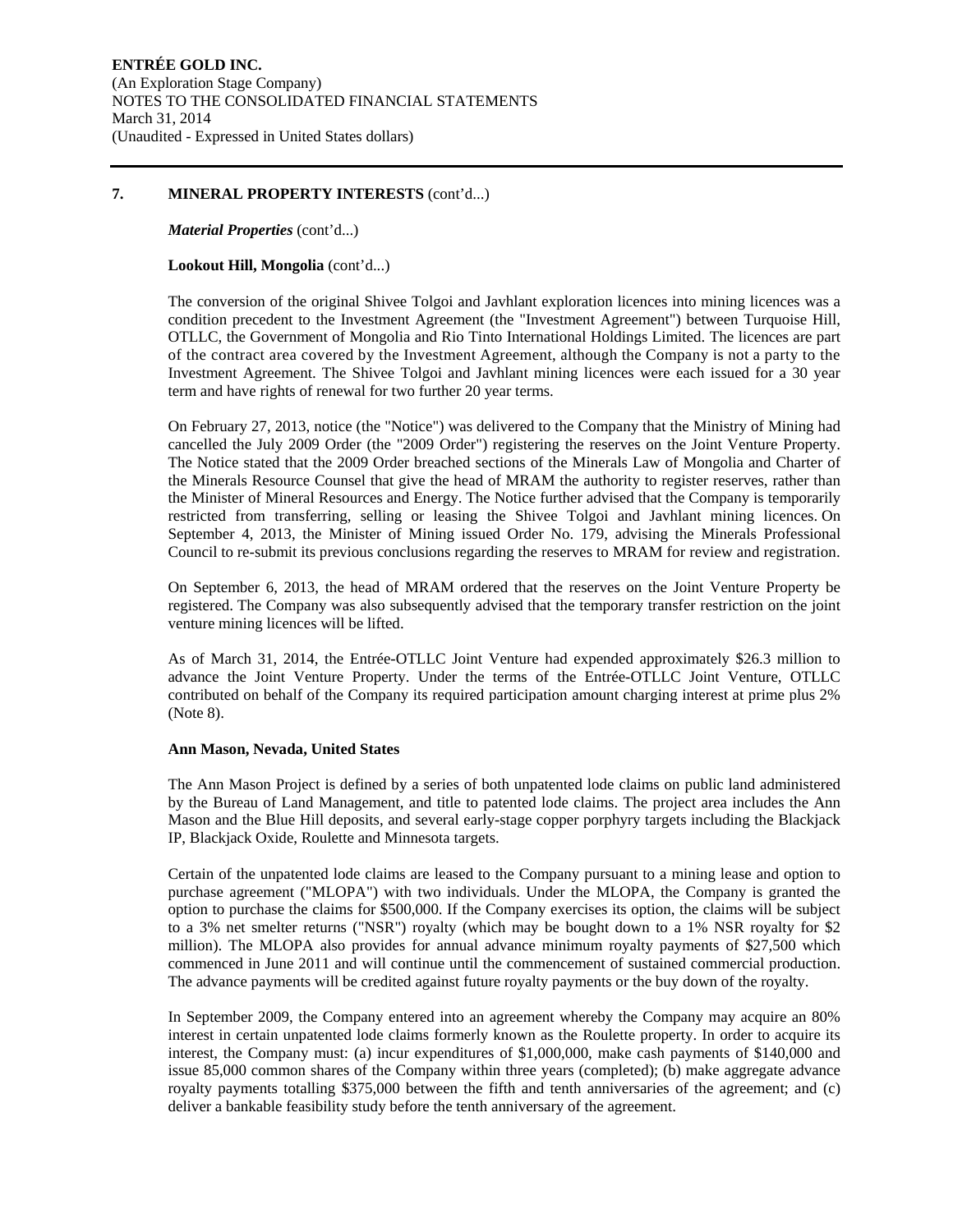## 7. MINERAL PROPERTY INTERESTS (cont'd...)

***Material Properties*** (cont'd...)

**Lookout Hill, Mongolia** (cont'd...)

The conversion of the original Shivee Tolgoi and Javhlant exploration licences into mining licences was a condition precedent to the Investment Agreement (the "Investment Agreement") between Turquoise Hill, OTLLC, the Government of Mongolia and Rio Tinto International Holdings Limited. The licences are part of the contract area covered by the Investment Agreement, although the Company is not a party to the Investment Agreement. The Shivee Tolgoi and Javhlant mining licences were each issued for a 30 year term and have rights of renewal for two further 20 year terms.

On February 27, 2013, notice (the "Notice") was delivered to the Company that the Ministry of Mining had cancelled the July 2009 Order (the "2009 Order") registering the reserves on the Joint Venture Property. The Notice stated that the 2009 Order breached sections of the Minerals Law of Mongolia and Charter of the Minerals Resource Counsel that give the head of MRAM the authority to register reserves, rather than the Minister of Mineral Resources and Energy. The Notice further advised that the Company is temporarily restricted from transferring, selling or leasing the Shivee Tolgoi and Javhlant mining licences. On September 4, 2013, the Minister of Mining issued Order No. 179, advising the Minerals Professional Council to re-submit its previous conclusions regarding the reserves to MRAM for review and registration.

On September 6, 2013, the head of MRAM ordered that the reserves on the Joint Venture Property be registered. The Company was also subsequently advised that the temporary transfer restriction on the joint venture mining licences will be lifted.

As of March 31, 2014, the Entrée-OTLLC Joint Venture had expended approximately $26.3 million to advance the Joint Venture Property. Under the terms of the Entrée-OTLLC Joint Venture, OTLLC contributed on behalf of the Company its required participation amount charging interest at prime plus 2% (Note 8).

**Ann Mason, Nevada, United States**

The Ann Mason Project is defined by a series of both unpatented lode claims on public land administered by the Bureau of Land Management, and title to patented lode claims. The project area includes the Ann Mason and the Blue Hill deposits, and several early-stage copper porphyry targets including the Blackjack IP, Blackjack Oxide, Roulette and Minnesota targets.

Certain of the unpatented lode claims are leased to the Company pursuant to a mining lease and option to purchase agreement ("MLOPA") with two individuals. Under the MLOPA, the Company is granted the option to purchase the claims for $500,000. If the Company exercises its option, the claims will be subject to a 3% net smelter returns ("NSR") royalty (which may be bought down to a 1% NSR royalty for $2 million). The MLOPA also provides for annual advance minimum royalty payments of $27,500 which commenced in June 2011 and will continue until the commencement of sustained commercial production. The advance payments will be credited against future royalty payments or the buy down of the royalty.

In September 2009, the Company entered into an agreement whereby the Company may acquire an 80% interest in certain unpatented lode claims formerly known as the Roulette property. In order to acquire its interest, the Company must: (a) incur expenditures of $1,000,000, make cash payments of $140,000 and issue 85,000 common shares of the Company within three years (completed); (b) make aggregate advance royalty payments totalling $375,000 between the fifth and tenth anniversaries of the agreement; and (c) deliver a bankable feasibility study before the tenth anniversary of the agreement.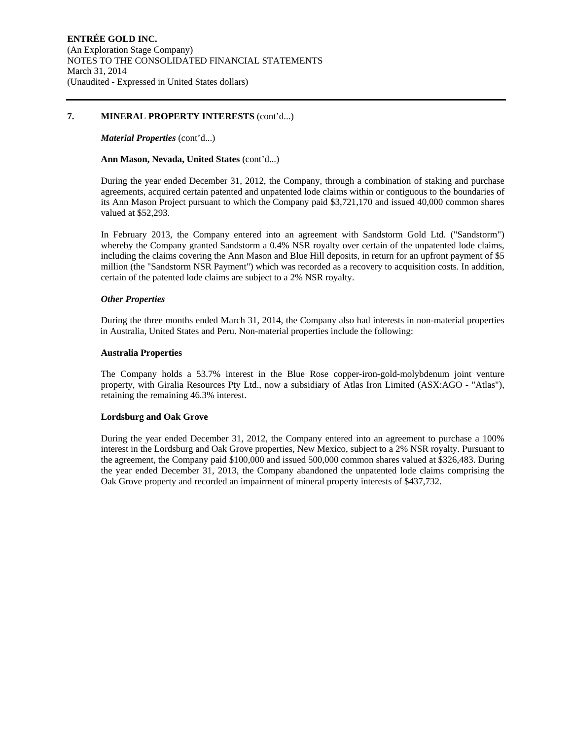## 7. MINERAL PROPERTY INTERESTS (cont'd...)

***Material Properties*** (cont'd...)

**Ann Mason, Nevada, United States** (cont'd...)

During the year ended December 31, 2012, the Company, through a combination of staking and purchase agreements, acquired certain patented and unpatented lode claims within or contiguous to the boundaries of its Ann Mason Project pursuant to which the Company paid $3,721,170 and issued 40,000 common shares valued at $52,293.

In February 2013, the Company entered into an agreement with Sandstorm Gold Ltd. ("Sandstorm") whereby the Company granted Sandstorm a 0.4% NSR royalty over certain of the unpatented lode claims, including the claims covering the Ann Mason and Blue Hill deposits, in return for an upfront payment of $5 million (the "Sandstorm NSR Payment") which was recorded as a recovery to acquisition costs. In addition, certain of the patented lode claims are subject to a 2% NSR royalty.

***Other Properties***

During the three months ended March 31, 2014, the Company also had interests in non-material properties in Australia, United States and Peru. Non-material properties include the following:

**Australia Properties**

The Company holds a 53.7% interest in the Blue Rose copper-iron-gold-molybdenum joint venture property, with Giralia Resources Pty Ltd., now a subsidiary of Atlas Iron Limited (ASX:AGO - "Atlas"), retaining the remaining 46.3% interest.

**Lordsburg and Oak Grove**

During the year ended December 31, 2012, the Company entered into an agreement to purchase a 100% interest in the Lordsburg and Oak Grove properties, New Mexico, subject to a 2% NSR royalty. Pursuant to the agreement, the Company paid $100,000 and issued 500,000 common shares valued at $326,483. During the year ended December 31, 2013, the Company abandoned the unpatented lode claims comprising the Oak Grove property and recorded an impairment of mineral property interests of $437,732.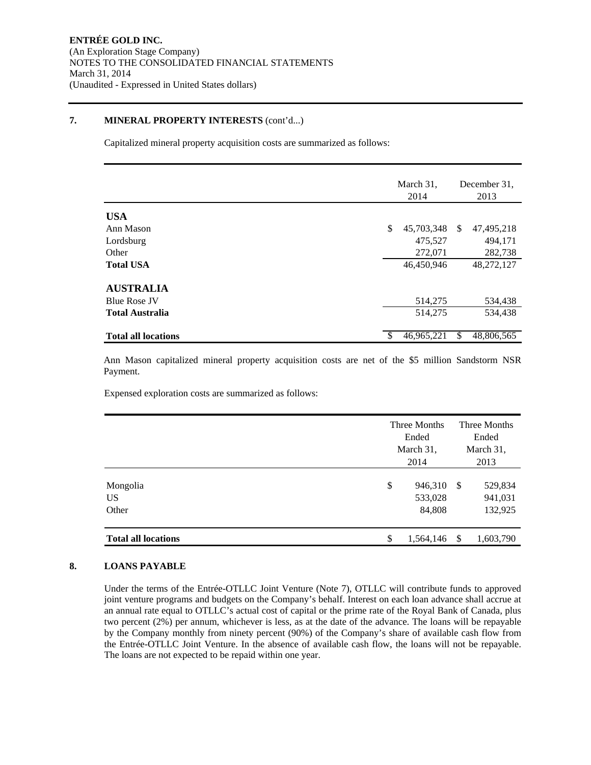ENTRÉE GOLD INC.
(An Exploration Stage Company)
NOTES TO THE CONSOLIDATED FINANCIAL STATEMENTS
March 31, 2014
(Unaudited - Expressed in United States dollars)

## 7. MINERAL PROPERTY INTERESTS (cont'd...)

Capitalized mineral property acquisition costs are summarized as follows:

| | March 31, 2014 | December 31, 2013 |
|---|---|---|
| **USA** | | |
| Ann Mason | $ 45,703,348 | $ 47,495,218 |
| Lordsburg | 475,527 | 494,171 |
| Other | 272,071 | 282,738 |
| **Total USA** | 46,450,946 | 48,272,127 |
| **AUSTRALIA** | | |
| Blue Rose JV | 514,275 | 534,438 |
| **Total Australia** | 514,275 | 534,438 |
| **Total all locations** | $ 46,965,221 | $ 48,806,565 |

Ann Mason capitalized mineral property acquisition costs are net of the $5 million Sandstorm NSR Payment.

Expensed exploration costs are summarized as follows:

| | Three Months Ended March 31, 2014 | Three Months Ended March 31, 2013 |
|---|---|---|
| Mongolia | $ 946,310 | $ 529,834 |
| US | 533,028 | 941,031 |
| Other | 84,808 | 132,925 |
| **Total all locations** | $ 1,564,146 | $ 1,603,790 |

## 8. LOANS PAYABLE

Under the terms of the Entrée-OTLLC Joint Venture (Note 7), OTLLC will contribute funds to approved joint venture programs and budgets on the Company's behalf. Interest on each loan advance shall accrue at an annual rate equal to OTLLC's actual cost of capital or the prime rate of the Royal Bank of Canada, plus two percent (2%) per annum, whichever is less, as at the date of the advance. The loans will be repayable by the Company monthly from ninety percent (90%) of the Company's share of available cash flow from the Entrée-OTLLC Joint Venture. In the absence of available cash flow, the loans will not be repayable. The loans are not expected to be repaid within one year.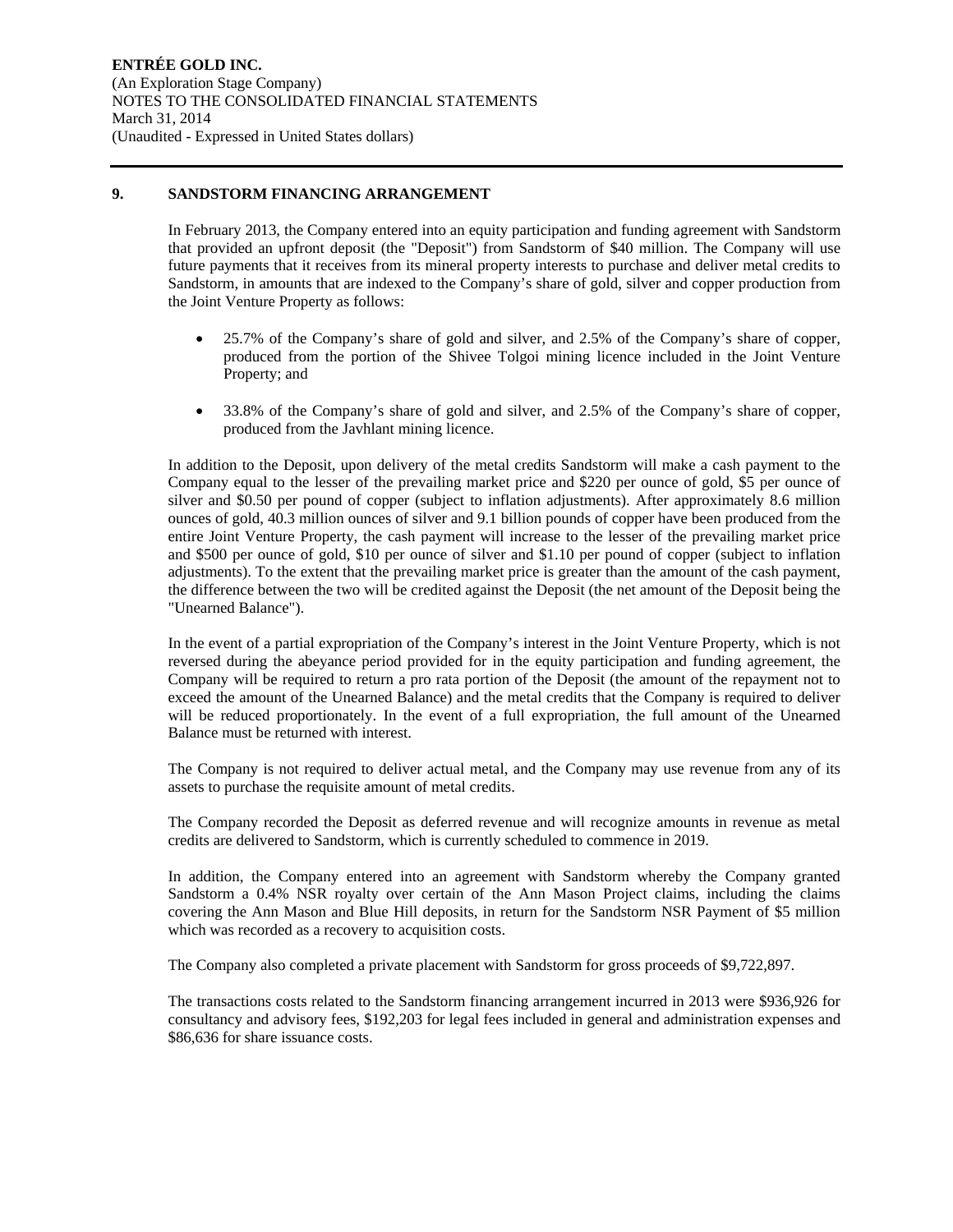## 9. SANDSTORM FINANCING ARRANGEMENT

In February 2013, the Company entered into an equity participation and funding agreement with Sandstorm that provided an upfront deposit (the "Deposit") from Sandstorm of $40 million. The Company will use future payments that it receives from its mineral property interests to purchase and deliver metal credits to Sandstorm, in amounts that are indexed to the Company's share of gold, silver and copper production from the Joint Venture Property as follows:

- 25.7% of the Company's share of gold and silver, and 2.5% of the Company's share of copper, produced from the portion of the Shivee Tolgoi mining licence included in the Joint Venture Property; and
- 33.8% of the Company's share of gold and silver, and 2.5% of the Company's share of copper, produced from the Javhlant mining licence.

In addition to the Deposit, upon delivery of the metal credits Sandstorm will make a cash payment to the Company equal to the lesser of the prevailing market price and $220 per ounce of gold, $5 per ounce of silver and $0.50 per pound of copper (subject to inflation adjustments). After approximately 8.6 million ounces of gold, 40.3 million ounces of silver and 9.1 billion pounds of copper have been produced from the entire Joint Venture Property, the cash payment will increase to the lesser of the prevailing market price and $500 per ounce of gold, $10 per ounce of silver and $1.10 per pound of copper (subject to inflation adjustments). To the extent that the prevailing market price is greater than the amount of the cash payment, the difference between the two will be credited against the Deposit (the net amount of the Deposit being the "Unearned Balance").

In the event of a partial expropriation of the Company's interest in the Joint Venture Property, which is not reversed during the abeyance period provided for in the equity participation and funding agreement, the Company will be required to return a pro rata portion of the Deposit (the amount of the repayment not to exceed the amount of the Unearned Balance) and the metal credits that the Company is required to deliver will be reduced proportionately. In the event of a full expropriation, the full amount of the Unearned Balance must be returned with interest.

The Company is not required to deliver actual metal, and the Company may use revenue from any of its assets to purchase the requisite amount of metal credits.

The Company recorded the Deposit as deferred revenue and will recognize amounts in revenue as metal credits are delivered to Sandstorm, which is currently scheduled to commence in 2019.

In addition, the Company entered into an agreement with Sandstorm whereby the Company granted Sandstorm a 0.4% NSR royalty over certain of the Ann Mason Project claims, including the claims covering the Ann Mason and Blue Hill deposits, in return for the Sandstorm NSR Payment of $5 million which was recorded as a recovery to acquisition costs.

The Company also completed a private placement with Sandstorm for gross proceeds of $9,722,897.

The transactions costs related to the Sandstorm financing arrangement incurred in 2013 were $936,926 for consultancy and advisory fees, $192,203 for legal fees included in general and administration expenses and $86,636 for share issuance costs.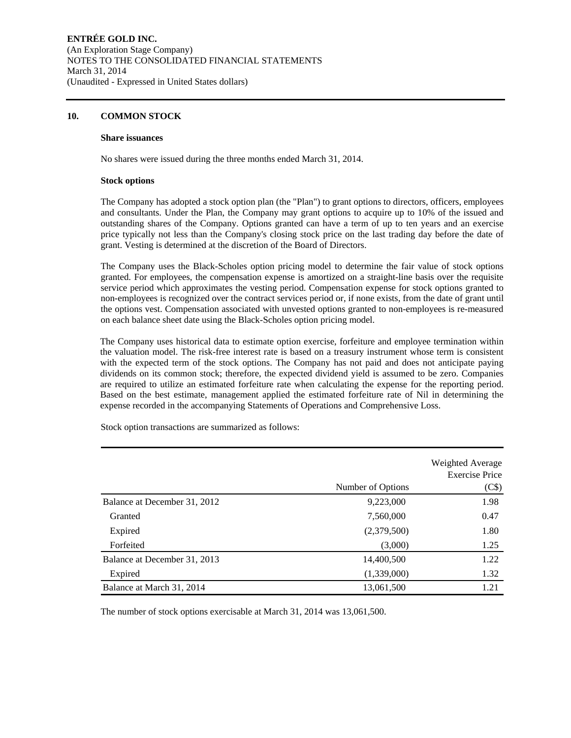**ENTRÉE GOLD INC.**
(An Exploration Stage Company)
NOTES TO THE CONSOLIDATED FINANCIAL STATEMENTS
March 31, 2014
(Unaudited - Expressed in United States dollars)

## 10. COMMON STOCK

**Share issuances**

No shares were issued during the three months ended March 31, 2014.

**Stock options**

The Company has adopted a stock option plan (the "Plan") to grant options to directors, officers, employees and consultants. Under the Plan, the Company may grant options to acquire up to 10% of the issued and outstanding shares of the Company. Options granted can have a term of up to ten years and an exercise price typically not less than the Company's closing stock price on the last trading day before the date of grant. Vesting is determined at the discretion of the Board of Directors.

The Company uses the Black-Scholes option pricing model to determine the fair value of stock options granted. For employees, the compensation expense is amortized on a straight-line basis over the requisite service period which approximates the vesting period. Compensation expense for stock options granted to non-employees is recognized over the contract services period or, if none exists, from the date of grant until the options vest. Compensation associated with unvested options granted to non-employees is re-measured on each balance sheet date using the Black-Scholes option pricing model.

The Company uses historical data to estimate option exercise, forfeiture and employee termination within the valuation model. The risk-free interest rate is based on a treasury instrument whose term is consistent with the expected term of the stock options. The Company has not paid and does not anticipate paying dividends on its common stock; therefore, the expected dividend yield is assumed to be zero. Companies are required to utilize an estimated forfeiture rate when calculating the expense for the reporting period. Based on the best estimate, management applied the estimated forfeiture rate of Nil in determining the expense recorded in the accompanying Statements of Operations and Comprehensive Loss.

Stock option transactions are summarized as follows:

| | Number of Options | Weighted Average Exercise Price (C$) |
|---|---|---|
| Balance at December 31, 2012 | 9,223,000 | 1.98 |
| Granted | 7,560,000 | 0.47 |
| Expired | (2,379,500) | 1.80 |
| Forfeited | (3,000) | 1.25 |
| Balance at December 31, 2013 | 14,400,500 | 1.22 |
| Expired | (1,339,000) | 1.32 |
| Balance at March 31, 2014 | 13,061,500 | 1.21 |

The number of stock options exercisable at March 31, 2014 was 13,061,500.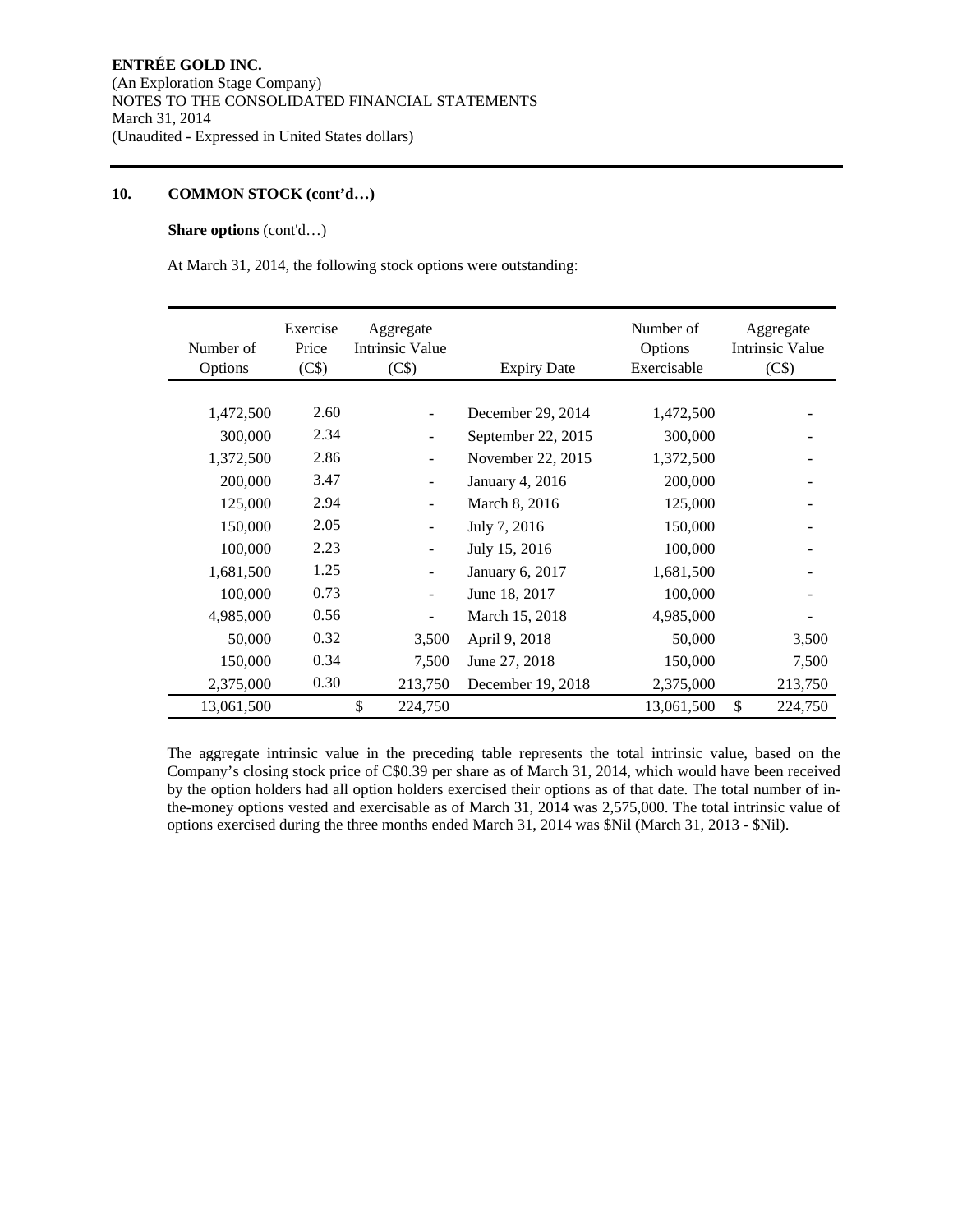**ENTRÉE GOLD INC.**
(An Exploration Stage Company)
NOTES TO THE CONSOLIDATED FINANCIAL STATEMENTS
March 31, 2014
(Unaudited - Expressed in United States dollars)

## 10. COMMON STOCK (cont'd…)

**Share options** (cont'd…)

At March 31, 2014, the following stock options were outstanding:

| Number of Options | Exercise Price (C$) | Aggregate Intrinsic Value (C$) | Expiry Date | Number of Options Exercisable | Aggregate Intrinsic Value (C$) |
|---|---|---|---|---|---|
| 1,472,500 | 2.60 | - | December 29, 2014 | 1,472,500 | - |
| 300,000 | 2.34 | - | September 22, 2015 | 300,000 | - |
| 1,372,500 | 2.86 | - | November 22, 2015 | 1,372,500 | - |
| 200,000 | 3.47 | - | January 4, 2016 | 200,000 | - |
| 125,000 | 2.94 | - | March 8, 2016 | 125,000 | - |
| 150,000 | 2.05 | - | July 7, 2016 | 150,000 | - |
| 100,000 | 2.23 | - | July 15, 2016 | 100,000 | - |
| 1,681,500 | 1.25 | - | January 6, 2017 | 1,681,500 | - |
| 100,000 | 0.73 | - | June 18, 2017 | 100,000 | - |
| 4,985,000 | 0.56 | - | March 15, 2018 | 4,985,000 | - |
| 50,000 | 0.32 | 3,500 | April 9, 2018 | 50,000 | 3,500 |
| 150,000 | 0.34 | 7,500 | June 27, 2018 | 150,000 | 7,500 |
| 2,375,000 | 0.30 | 213,750 | December 19, 2018 | 2,375,000 | 213,750 |
| 13,061,500 | | $ 224,750 | | 13,061,500 | $ 224,750 |

The aggregate intrinsic value in the preceding table represents the total intrinsic value, based on the Company's closing stock price of C$0.39 per share as of March 31, 2014, which would have been received by the option holders had all option holders exercised their options as of that date. The total number of in-the-money options vested and exercisable as of March 31, 2014 was 2,575,000. The total intrinsic value of options exercised during the three months ended March 31, 2014 was $Nil (March 31, 2013 - $Nil).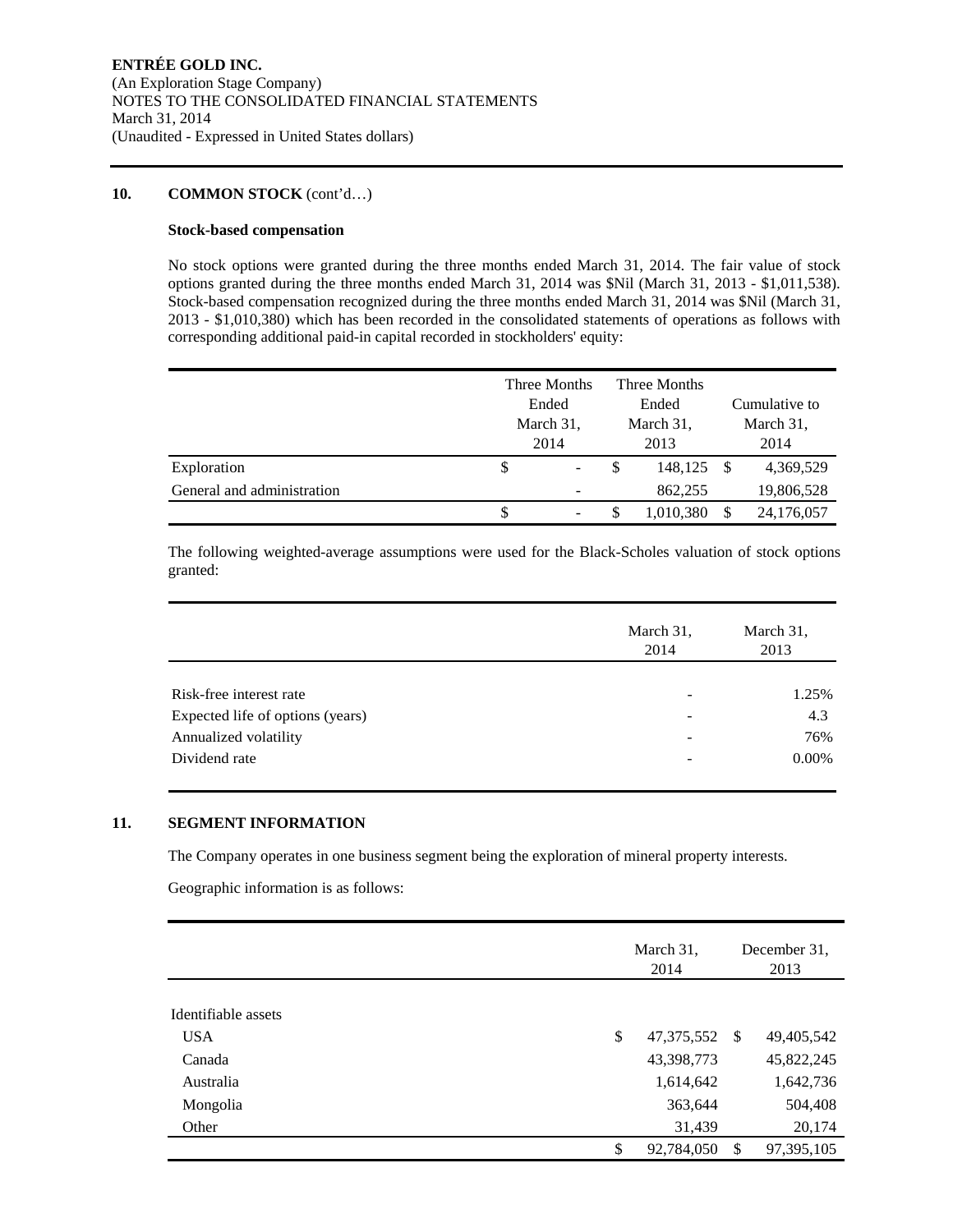**ENTRÉE GOLD INC.**
(An Exploration Stage Company)
NOTES TO THE CONSOLIDATED FINANCIAL STATEMENTS
March 31, 2014
(Unaudited - Expressed in United States dollars)

## 10. COMMON STOCK (cont'd…)

**Stock-based compensation**

No stock options were granted during the three months ended March 31, 2014. The fair value of stock options granted during the three months ended March 31, 2014 was $Nil (March 31, 2013 - $1,011,538). Stock-based compensation recognized during the three months ended March 31, 2014 was $Nil (March 31, 2013 - $1,010,380) which has been recorded in the consolidated statements of operations as follows with corresponding additional paid-in capital recorded in stockholders' equity:

| | Three Months Ended March 31, 2014 | Three Months Ended March 31, 2013 | Cumulative to March 31, 2014 |
|---|---|---|---|
| Exploration | $ - | $ 148,125 | $ 4,369,529 |
| General and administration | - | 862,255 | 19,806,528 |
| | $ - | $ 1,010,380 | $ 24,176,057 |

The following weighted-average assumptions were used for the Black-Scholes valuation of stock options granted:

| | March 31, 2014 | March 31, 2013 |
|---|---|---|
| Risk-free interest rate | - | 1.25% |
| Expected life of options (years) | - | 4.3 |
| Annualized volatility | - | 76% |
| Dividend rate | - | 0.00% |

## 11. SEGMENT INFORMATION

The Company operates in one business segment being the exploration of mineral property interests.

Geographic information is as follows:

| | March 31, 2014 | December 31, 2013 |
|---|---|---|
| Identifiable assets | | |
| USA | $ 47,375,552 | $ 49,405,542 |
| Canada | 43,398,773 | 45,822,245 |
| Australia | 1,614,642 | 1,642,736 |
| Mongolia | 363,644 | 504,408 |
| Other | 31,439 | 20,174 |
| | $ 92,784,050 | $ 97,395,105 |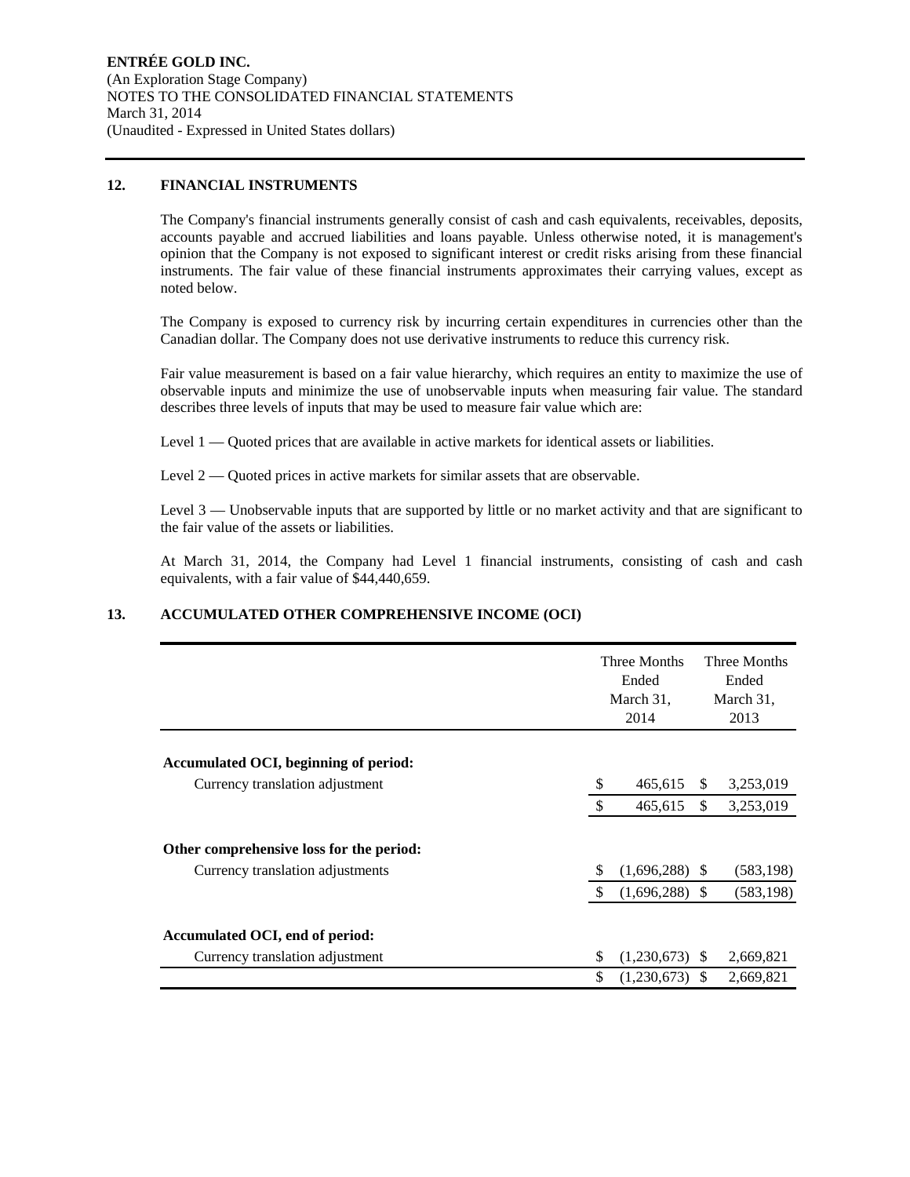**ENTRÉE GOLD INC.**
(An Exploration Stage Company)
NOTES TO THE CONSOLIDATED FINANCIAL STATEMENTS
March 31, 2014
(Unaudited - Expressed in United States dollars)

## 12. FINANCIAL INSTRUMENTS

The Company's financial instruments generally consist of cash and cash equivalents, receivables, deposits, accounts payable and accrued liabilities and loans payable. Unless otherwise noted, it is management's opinion that the Company is not exposed to significant interest or credit risks arising from these financial instruments. The fair value of these financial instruments approximates their carrying values, except as noted below.

The Company is exposed to currency risk by incurring certain expenditures in currencies other than the Canadian dollar. The Company does not use derivative instruments to reduce this currency risk.

Fair value measurement is based on a fair value hierarchy, which requires an entity to maximize the use of observable inputs and minimize the use of unobservable inputs when measuring fair value. The standard describes three levels of inputs that may be used to measure fair value which are:

Level 1 — Quoted prices that are available in active markets for identical assets or liabilities.

Level 2 — Quoted prices in active markets for similar assets that are observable.

Level 3 — Unobservable inputs that are supported by little or no market activity and that are significant to the fair value of the assets or liabilities.

At March 31, 2014, the Company had Level 1 financial instruments, consisting of cash and cash equivalents, with a fair value of $44,440,659.

## 13. ACCUMULATED OTHER COMPREHENSIVE INCOME (OCI)

| | Three Months Ended March 31, 2014 | Three Months Ended March 31, 2013 |
|---|---|---|
| **Accumulated OCI, beginning of period:** | | |
| Currency translation adjustment | $ 465,615 | $ 3,253,019 |
| | $ 465,615 | $ 3,253,019 |
| **Other comprehensive loss for the period:** | | |
| Currency translation adjustments | $ (1,696,288) | $ (583,198) |
| | $ (1,696,288) | $ (583,198) |
| **Accumulated OCI, end of period:** | | |
| Currency translation adjustment | $ (1,230,673) | $ 2,669,821 |
| | $ (1,230,673) | $ 2,669,821 |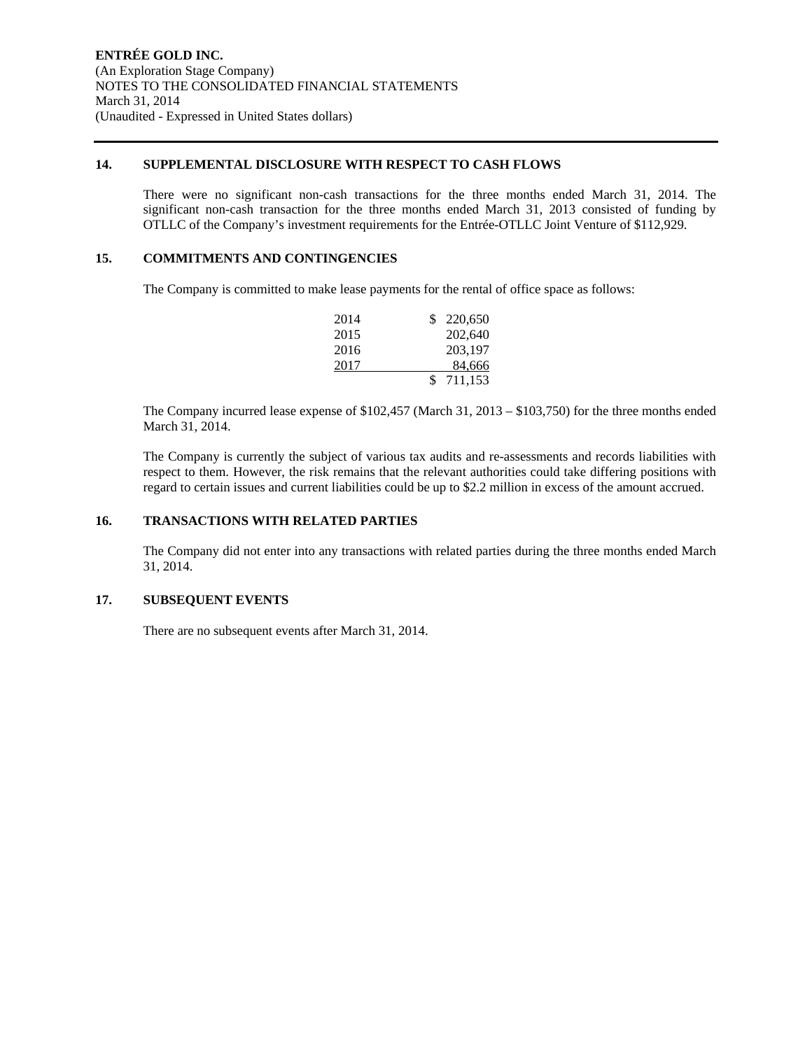## 14. SUPPLEMENTAL DISCLOSURE WITH RESPECT TO CASH FLOWS

There were no significant non-cash transactions for the three months ended March 31, 2014. The significant non-cash transaction for the three months ended March 31, 2013 consisted of funding by OTLLC of the Company's investment requirements for the Entrée-OTLLC Joint Venture of $112,929.

## 15. COMMITMENTS AND CONTINGENCIES

The Company is committed to make lease payments for the rental of office space as follows:

| | |
|---|---|
| 2014 | $ 220,650 |
| 2015 | 202,640 |
| 2016 | 203,197 |
| 2017 | 84,666 |
| | $ 711,153 |

The Company incurred lease expense of $102,457 (March 31, 2013 – $103,750) for the three months ended March 31, 2014.

The Company is currently the subject of various tax audits and re-assessments and records liabilities with respect to them. However, the risk remains that the relevant authorities could take differing positions with regard to certain issues and current liabilities could be up to $2.2 million in excess of the amount accrued.

## 16. TRANSACTIONS WITH RELATED PARTIES

The Company did not enter into any transactions with related parties during the three months ended March 31, 2014.

## 17. SUBSEQUENT EVENTS

There are no subsequent events after March 31, 2014.